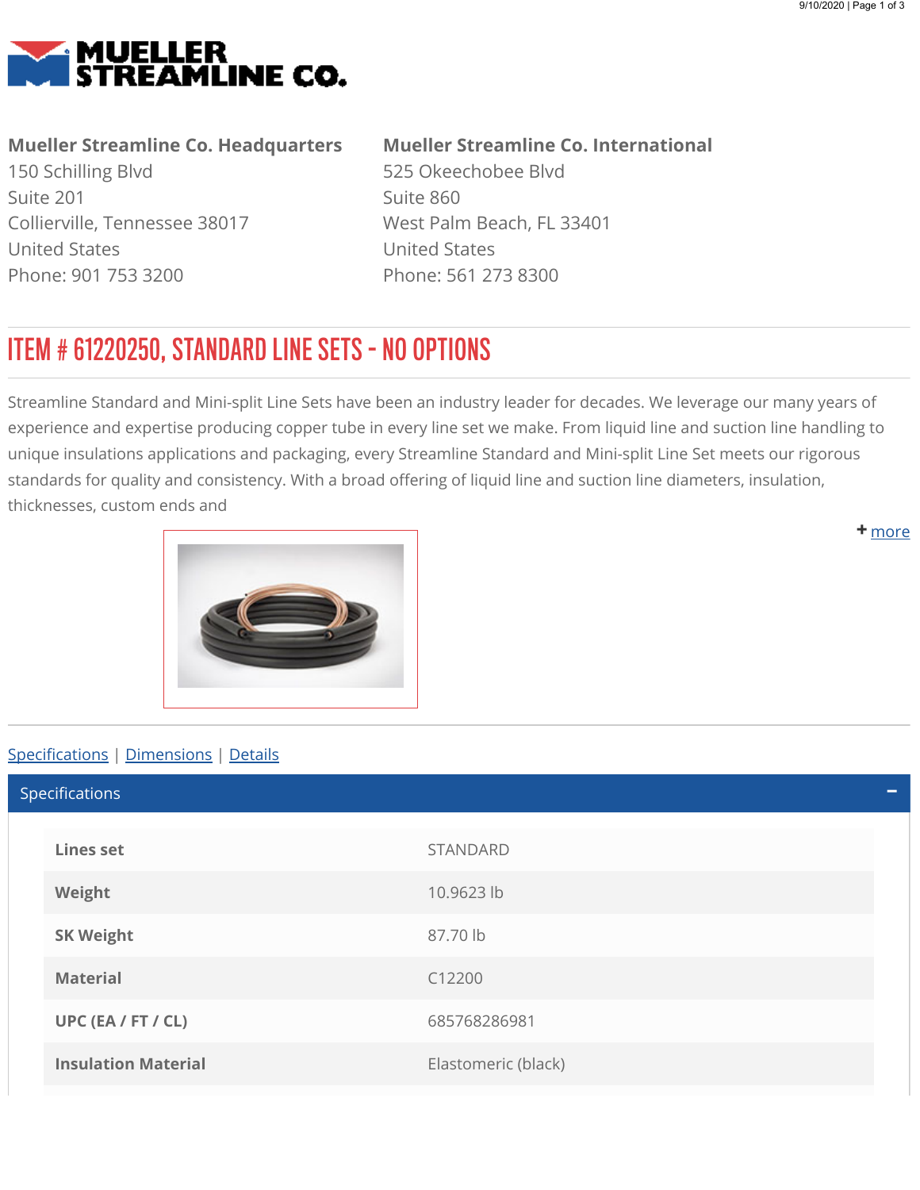# MUELLER STREAMLINE CO.

**Mueller Streamline Co. Headquarters**
150 Schilling Blvd
Suite 201
Collierville, Tennessee 38017
United States
Phone: 901 753 3200

**Mueller Streamline Co. International**
525 Okeechobee Blvd
Suite 860
West Palm Beach, FL 33401
United States
Phone: 561 273 8300

## ITEM # 61220250, STANDARD LINE SETS - NO OPTIONS

Streamline Standard and Mini-split Line Sets have been an industry leader for decades. We leverage our many years of experience and expertise producing copper tube in every line set we make. From liquid line and suction line handling to unique insulations applications and packaging, every Streamline Standard and Mini-split Line Set meets our rigorous standards for quality and consistency. With a broad offering of liquid line and suction line diameters, insulation, thicknesses, custom ends and

+ more

Specifications | Dimensions | Details

### Specifications

| | |
|---|---|
| **Lines set** | STANDARD |
| **Weight** | 10.9623 lb |
| **SK Weight** | 87.70 lb |
| **Material** | C12200 |
| **UPC (EA / FT / CL)** | 685768286981 |
| **Insulation Material** | Elastomeric (black) |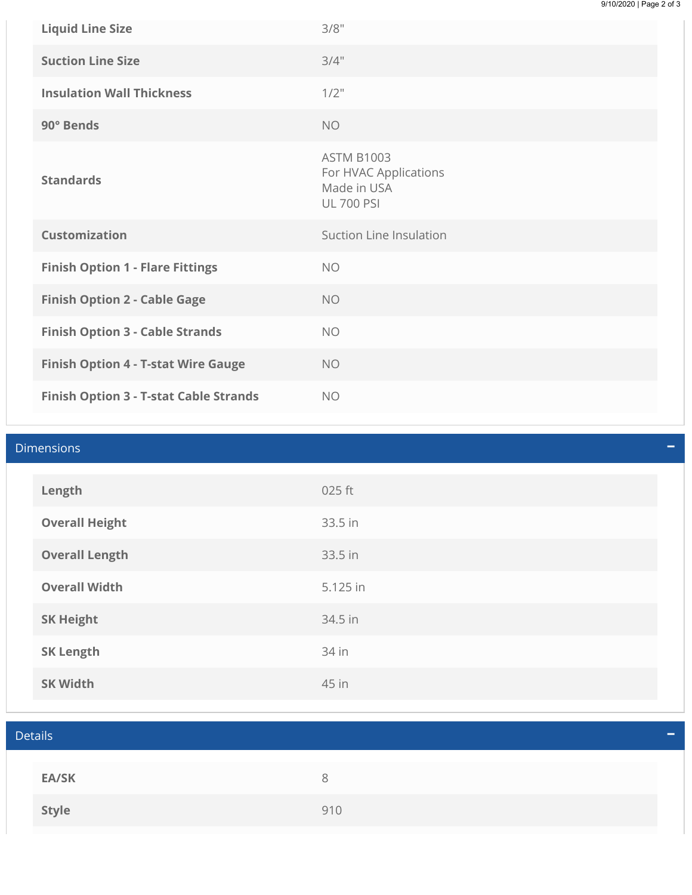| | |
|---|---|
| **Liquid Line Size** | 3/8" |
| **Suction Line Size** | 3/4" |
| **Insulation Wall Thickness** | 1/2" |
| **90° Bends** | NO |
| **Standards** | ASTM B1003<br>For HVAC Applications<br>Made in USA<br>UL 700 PSI |
| **Customization** | Suction Line Insulation |
| **Finish Option 1 - Flare Fittings** | NO |
| **Finish Option 2 - Cable Gage** | NO |
| **Finish Option 3 - Cable Strands** | NO |
| **Finish Option 4 - T-stat Wire Gauge** | NO |
| **Finish Option 3 - T-stat Cable Strands** | NO |

## Dimensions

| | |
|---|---|
| **Length** | 025 ft |
| **Overall Height** | 33.5 in |
| **Overall Length** | 33.5 in |
| **Overall Width** | 5.125 in |
| **SK Height** | 34.5 in |
| **SK Length** | 34 in |
| **SK Width** | 45 in |

## Details

| | |
|---|---|
| **EA/SK** | 8 |
| **Style** | 910 |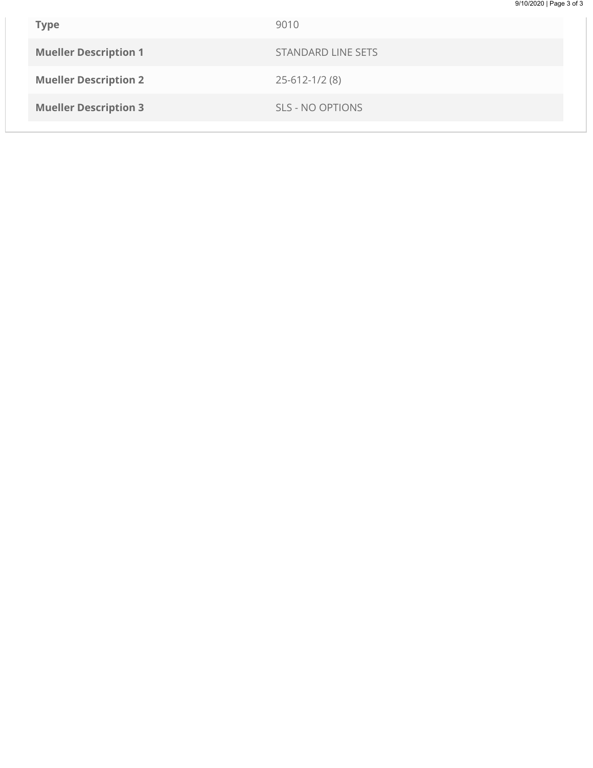| | |
|---|---|
| **Type** | 9010 |
| **Mueller Description 1** | STANDARD LINE SETS |
| **Mueller Description 2** | 25-612-1/2 (8) |
| **Mueller Description 3** | SLS - NO OPTIONS |